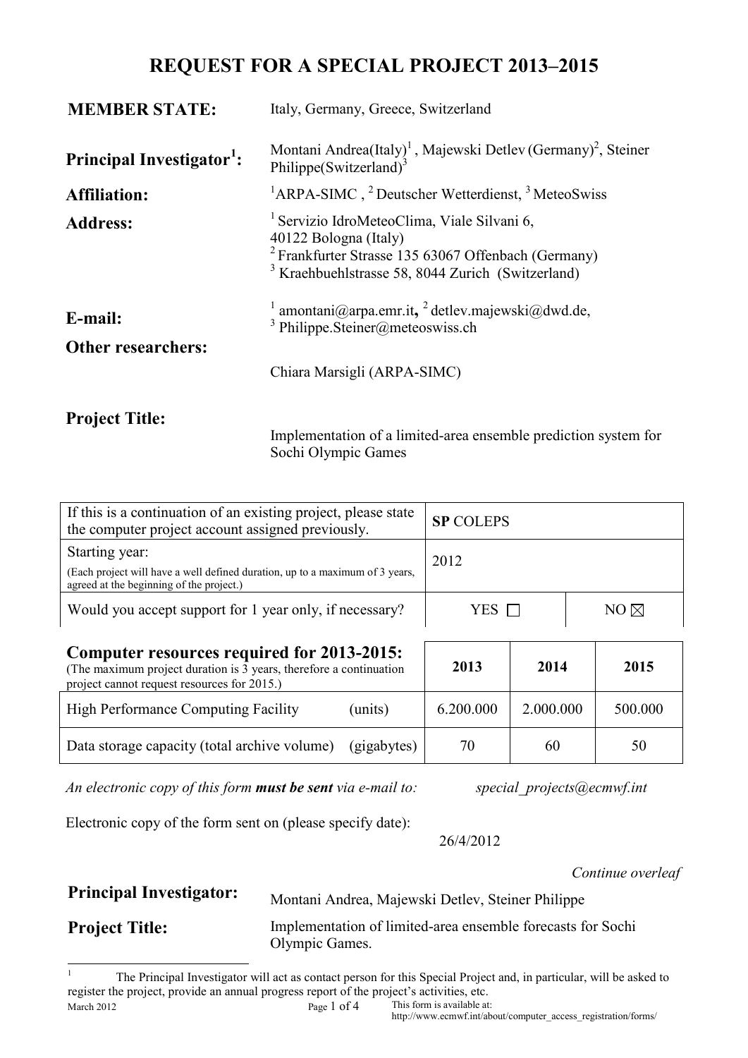# REQUEST FOR A SPECIAL PROJECT 2013–2015

**MEMBER STATE:** Italy, Germany, Greece, Switzerland

**Principal Investigator[1]:** Montani Andrea(Italy)[1], Majewski Detlev (Germany)[2], Steiner Philippe(Switzerland)[3]

**Affiliation:** [1]ARPA-SIMC , [2] Deutscher Wetterdienst, [3] MeteoSwiss

**Address:** [1] Servizio IdroMeteoClima, Viale Silvani 6, 40122 Bologna (Italy)
[2] Frankfurter Strasse 135 63067 Offenbach (Germany)
[3] Kraehbuehlstrasse 58, 8044 Zurich (Switzerland)

**E-mail:** [1] amontani@arpa.emr.it, [2] detlev.majewski@dwd.de, [3] Philippe.Steiner@meteoswiss.ch

**Other researchers:** Chiara Marsigli (ARPA-SIMC)

**Project Title:** Implementation of a limited-area ensemble prediction system for Sochi Olympic Games

| | | |
|---|---|---|
| If this is a continuation of an existing project, please state the computer project account assigned previously. | **SP** COLEPS | |
| Starting year:<br>(Each project will have a well defined duration, up to a maximum of 3 years, agreed at the beginning of the project.) | 2012 | |
| Would you accept support for 1 year only, if necessary? | YES ☐ | NO ☒ |

| **Computer resources required for 2013-2015:** (The maximum project duration is 3 years, therefore a continuation project cannot request resources for 2015.) | **2013** | **2014** | **2015** |
|---|---|---|---|
| High Performance Computing Facility (units) | 6.200.000 | 2.000.000 | 500.000 |
| Data storage capacity (total archive volume) (gigabytes) | 70 | 60 | 50 |

*An electronic copy of this form **must be sent** via e-mail to:* *special_projects@ecmwf.int*

Electronic copy of the form sent on (please specify date): 26/4/2012

*Continue overleaf*

**Principal Investigator:** Montani Andrea, Majewski Detlev, Steiner Philippe

**Project Title:** Implementation of limited-area ensemble forecasts for Sochi Olympic Games.

[1] The Principal Investigator will act as contact person for this Special Project and, in particular, will be asked to register the project, provide an annual progress report of the project's activities, etc.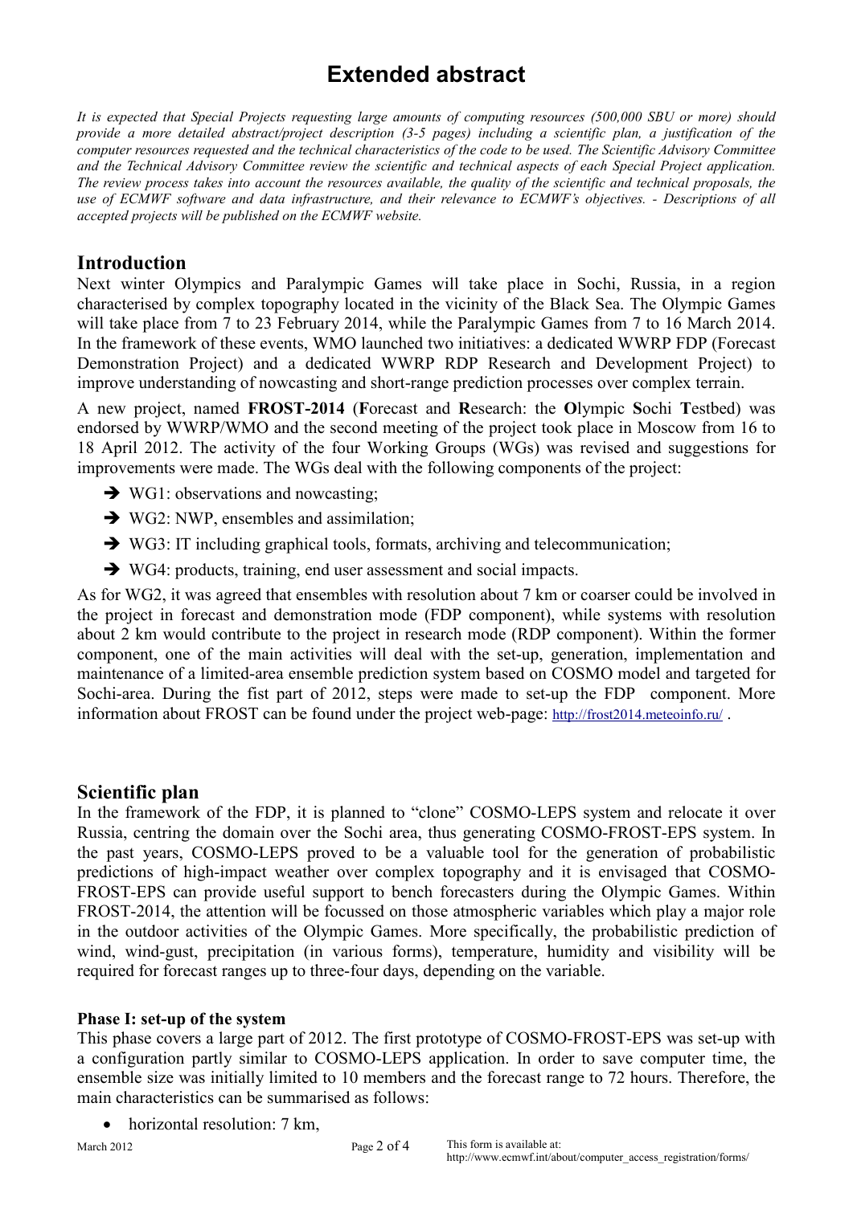# Extended abstract

*It is expected that Special Projects requesting large amounts of computing resources (500,000 SBU or more) should provide a more detailed abstract/project description (3-5 pages) including a scientific plan, a justification of the computer resources requested and the technical characteristics of the code to be used. The Scientific Advisory Committee and the Technical Advisory Committee review the scientific and technical aspects of each Special Project application. The review process takes into account the resources available, the quality of the scientific and technical proposals, the use of ECMWF software and data infrastructure, and their relevance to ECMWF's objectives. - Descriptions of all accepted projects will be published on the ECMWF website.*

## Introduction

Next winter Olympics and Paralympic Games will take place in Sochi, Russia, in a region characterised by complex topography located in the vicinity of the Black Sea. The Olympic Games will take place from 7 to 23 February 2014, while the Paralympic Games from 7 to 16 March 2014. In the framework of these events, WMO launched two initiatives: a dedicated WWRP FDP (Forecast Demonstration Project) and a dedicated WWRP RDP Research and Development Project) to improve understanding of nowcasting and short-range prediction processes over complex terrain.

A new project, named **FROST-2014** (**F**orecast and **R**esearch: the **O**lympic **S**ochi **T**estbed) was endorsed by WWRP/WMO and the second meeting of the project took place in Moscow from 16 to 18 April 2012. The activity of the four Working Groups (WGs) was revised and suggestions for improvements were made. The WGs deal with the following components of the project:

- ➔ WG1: observations and nowcasting;
- ➔ WG2: NWP, ensembles and assimilation;
- ➔ WG3: IT including graphical tools, formats, archiving and telecommunication;
- ➔ WG4: products, training, end user assessment and social impacts.

As for WG2, it was agreed that ensembles with resolution about 7 km or coarser could be involved in the project in forecast and demonstration mode (FDP component), while systems with resolution about 2 km would contribute to the project in research mode (RDP component). Within the former component, one of the main activities will deal with the set-up, generation, implementation and maintenance of a limited-area ensemble prediction system based on COSMO model and targeted for Sochi-area. During the fist part of 2012, steps were made to set-up the FDP component. More information about FROST can be found under the project web-page: http://frost2014.meteoinfo.ru/ .

## Scientific plan

In the framework of the FDP, it is planned to "clone" COSMO-LEPS system and relocate it over Russia, centring the domain over the Sochi area, thus generating COSMO-FROST-EPS system. In the past years, COSMO-LEPS proved to be a valuable tool for the generation of probabilistic predictions of high-impact weather over complex topography and it is envisaged that COSMO-FROST-EPS can provide useful support to bench forecasters during the Olympic Games. Within FROST-2014, the attention will be focussed on those atmospheric variables which play a major role in the outdoor activities of the Olympic Games. More specifically, the probabilistic prediction of wind, wind-gust, precipitation (in various forms), temperature, humidity and visibility will be required for forecast ranges up to three-four days, depending on the variable.

### Phase I: set-up of the system

This phase covers a large part of 2012. The first prototype of COSMO-FROST-EPS was set-up with a configuration partly similar to COSMO-LEPS application. In order to save computer time, the ensemble size was initially limited to 10 members and the forecast range to 72 hours. Therefore, the main characteristics can be summarised as follows:

- horizontal resolution: 7 km,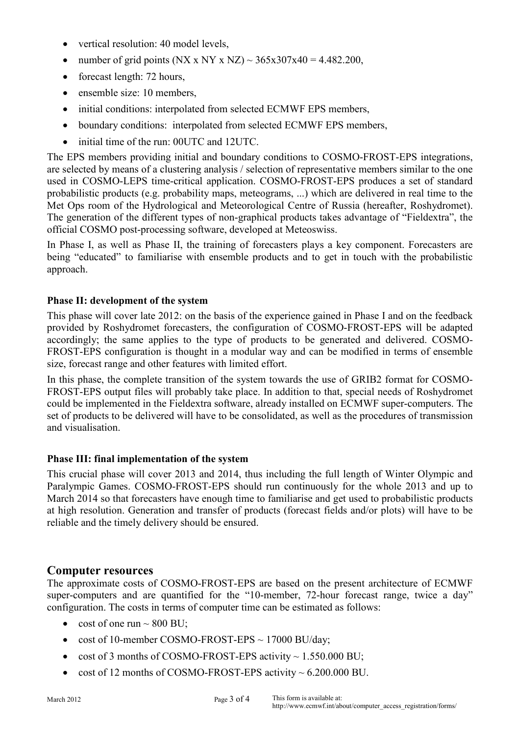- vertical resolution: 40 model levels,
- number of grid points (NX x NY x NZ) ~ 365x307x40 = 4.482.200,
- forecast length: 72 hours,
- ensemble size: 10 members,
- initial conditions: interpolated from selected ECMWF EPS members,
- boundary conditions: interpolated from selected ECMWF EPS members,
- initial time of the run: 00UTC and 12UTC.

The EPS members providing initial and boundary conditions to COSMO-FROST-EPS integrations, are selected by means of a clustering analysis / selection of representative members similar to the one used in COSMO-LEPS time-critical application. COSMO-FROST-EPS produces a set of standard probabilistic products (e.g. probability maps, meteograms, ...) which are delivered in real time to the Met Ops room of the Hydrological and Meteorological Centre of Russia (hereafter, Roshydromet). The generation of the different types of non-graphical products takes advantage of "Fieldextra", the official COSMO post-processing software, developed at Meteoswiss.

In Phase I, as well as Phase II, the training of forecasters plays a key component. Forecasters are being "educated" to familiarise with ensemble products and to get in touch with the probabilistic approach.

**Phase II: development of the system**

This phase will cover late 2012: on the basis of the experience gained in Phase I and on the feedback provided by Roshydromet forecasters, the configuration of COSMO-FROST-EPS will be adapted accordingly; the same applies to the type of products to be generated and delivered. COSMO-FROST-EPS configuration is thought in a modular way and can be modified in terms of ensemble size, forecast range and other features with limited effort.

In this phase, the complete transition of the system towards the use of GRIB2 format for COSMO-FROST-EPS output files will probably take place. In addition to that, special needs of Roshydromet could be implemented in the Fieldextra software, already installed on ECMWF super-computers. The set of products to be delivered will have to be consolidated, as well as the procedures of transmission and visualisation.

**Phase III: final implementation of the system**

This crucial phase will cover 2013 and 2014, thus including the full length of Winter Olympic and Paralympic Games. COSMO-FROST-EPS should run continuously for the whole 2013 and up to March 2014 so that forecasters have enough time to familiarise and get used to probabilistic products at high resolution. Generation and transfer of products (forecast fields and/or plots) will have to be reliable and the timely delivery should be ensured.

## Computer resources

The approximate costs of COSMO-FROST-EPS are based on the present architecture of ECMWF super-computers and are quantified for the "10-member, 72-hour forecast range, twice a day" configuration. The costs in terms of computer time can be estimated as follows:

- cost of one run ~ 800 BU;
- cost of 10-member COSMO-FROST-EPS ~ 17000 BU/day;
- cost of 3 months of COSMO-FROST-EPS activity ~ 1.550.000 BU;
- cost of 12 months of COSMO-FROST-EPS activity ~ 6.200.000 BU.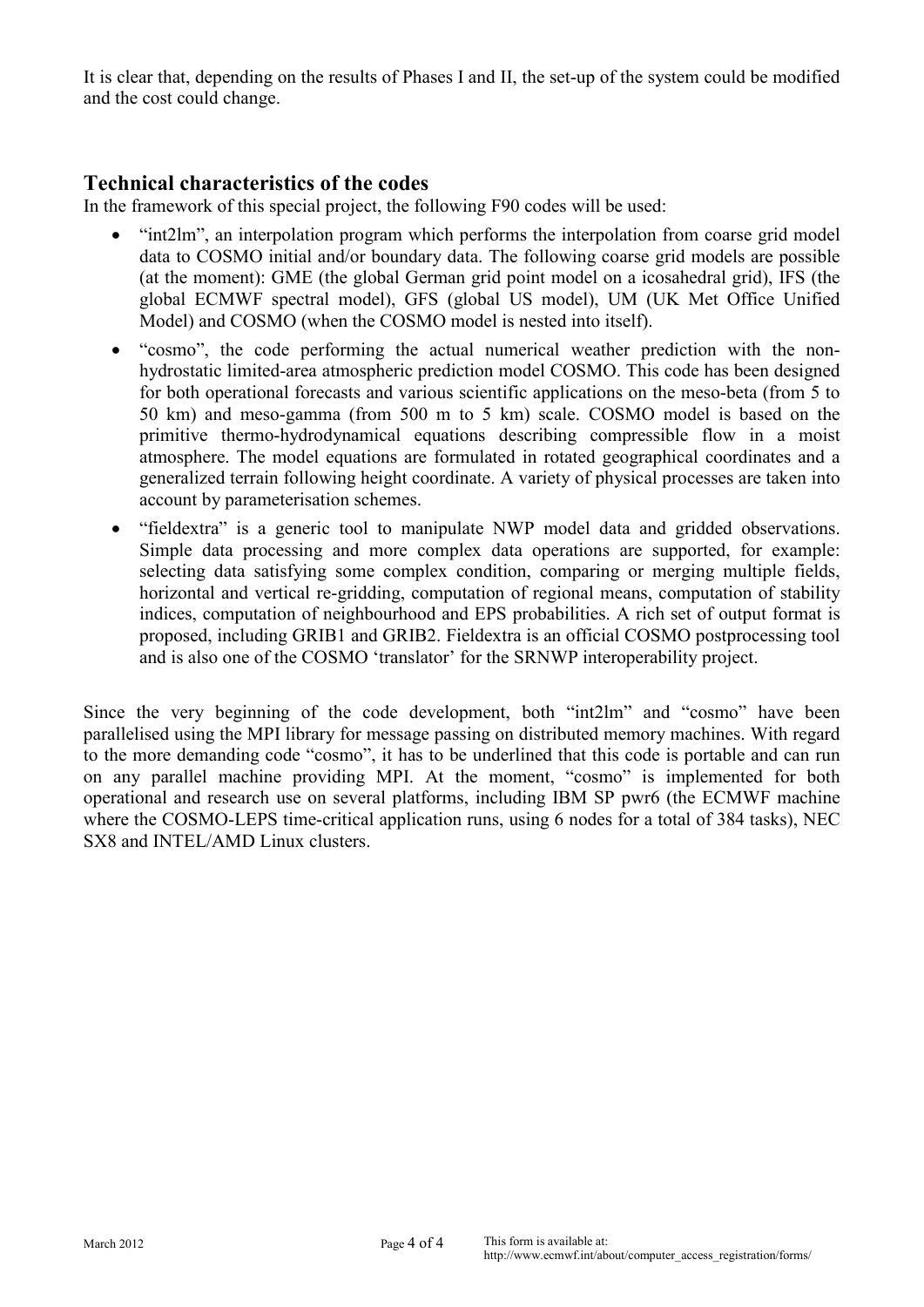It is clear that, depending on the results of Phases I and II, the set-up of the system could be modified and the cost could change.

## Technical characteristics of the codes

In the framework of this special project, the following F90 codes will be used:

- "int2lm", an interpolation program which performs the interpolation from coarse grid model data to COSMO initial and/or boundary data. The following coarse grid models are possible (at the moment): GME (the global German grid point model on a icosahedral grid), IFS (the global ECMWF spectral model), GFS (global US model), UM (UK Met Office Unified Model) and COSMO (when the COSMO model is nested into itself).
- "cosmo", the code performing the actual numerical weather prediction with the non-hydrostatic limited-area atmospheric prediction model COSMO. This code has been designed for both operational forecasts and various scientific applications on the meso-beta (from 5 to 50 km) and meso-gamma (from 500 m to 5 km) scale. COSMO model is based on the primitive thermo-hydrodynamical equations describing compressible flow in a moist atmosphere. The model equations are formulated in rotated geographical coordinates and a generalized terrain following height coordinate. A variety of physical processes are taken into account by parameterisation schemes.
- "fieldextra" is a generic tool to manipulate NWP model data and gridded observations. Simple data processing and more complex data operations are supported, for example: selecting data satisfying some complex condition, comparing or merging multiple fields, horizontal and vertical re-gridding, computation of regional means, computation of stability indices, computation of neighbourhood and EPS probabilities. A rich set of output format is proposed, including GRIB1 and GRIB2. Fieldextra is an official COSMO postprocessing tool and is also one of the COSMO 'translator' for the SRNWP interoperability project.

Since the very beginning of the code development, both "int2lm" and "cosmo" have been parallelised using the MPI library for message passing on distributed memory machines. With regard to the more demanding code "cosmo", it has to be underlined that this code is portable and can run on any parallel machine providing MPI. At the moment, "cosmo" is implemented for both operational and research use on several platforms, including IBM SP pwr6 (the ECMWF machine where the COSMO-LEPS time-critical application runs, using 6 nodes for a total of 384 tasks), NEC SX8 and INTEL/AMD Linux clusters.